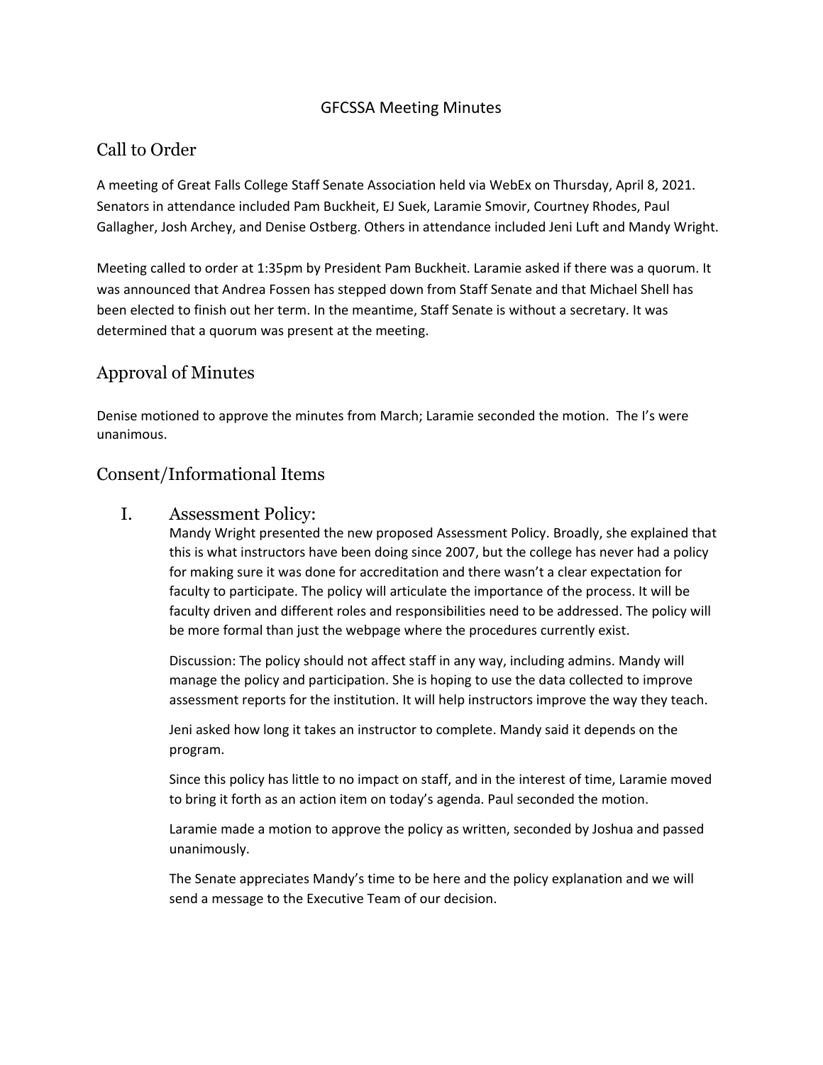# GFCSSA Meeting Minutes

## Call to Order

A meeting of Great Falls College Staff Senate Association held via WebEx on Thursday, April 8, 2021. Senators in attendance included Pam Buckheit, EJ Suek, Laramie Smovir, Courtney Rhodes, Paul Gallagher, Josh Archey, and Denise Ostberg. Others in attendance included Jeni Luft and Mandy Wright.

Meeting called to order at 1:35pm by President Pam Buckheit. Laramie asked if there was a quorum. It was announced that Andrea Fossen has stepped down from Staff Senate and that Michael Shell has been elected to finish out her term. In the meantime, Staff Senate is without a secretary. It was determined that a quorum was present at the meeting.

## Approval of Minutes

Denise motioned to approve the minutes from March; Laramie seconded the motion. The I's were unanimous.

## Consent/Informational Items

### I. Assessment Policy:

Mandy Wright presented the new proposed Assessment Policy. Broadly, she explained that this is what instructors have been doing since 2007, but the college has never had a policy for making sure it was done for accreditation and there wasn't a clear expectation for faculty to participate. The policy will articulate the importance of the process. It will be faculty driven and different roles and responsibilities need to be addressed. The policy will be more formal than just the webpage where the procedures currently exist.

Discussion: The policy should not affect staff in any way, including admins. Mandy will manage the policy and participation. She is hoping to use the data collected to improve assessment reports for the institution. It will help instructors improve the way they teach.

Jeni asked how long it takes an instructor to complete. Mandy said it depends on the program.

Since this policy has little to no impact on staff, and in the interest of time, Laramie moved to bring it forth as an action item on today's agenda. Paul seconded the motion.

Laramie made a motion to approve the policy as written, seconded by Joshua and passed unanimously.

The Senate appreciates Mandy's time to be here and the policy explanation and we will send a message to the Executive Team of our decision.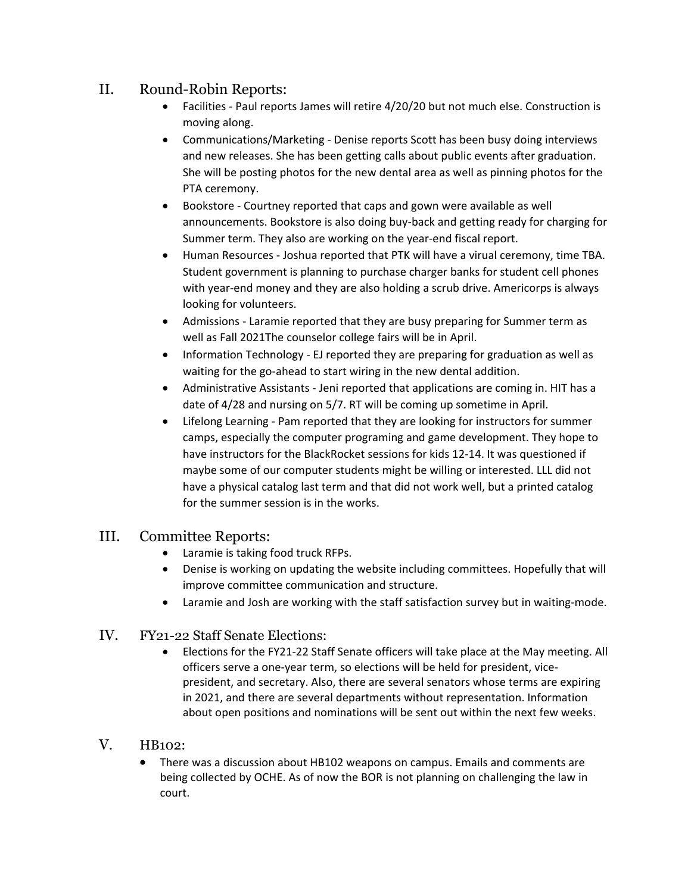## II. Round-Robin Reports:

- Facilities - Paul reports James will retire 4/20/20 but not much else. Construction is moving along.
- Communications/Marketing - Denise reports Scott has been busy doing interviews and new releases. She has been getting calls about public events after graduation. She will be posting photos for the new dental area as well as pinning photos for the PTA ceremony.
- Bookstore - Courtney reported that caps and gown were available as well announcements. Bookstore is also doing buy-back and getting ready for charging for Summer term. They also are working on the year-end fiscal report.
- Human Resources - Joshua reported that PTK will have a virual ceremony, time TBA. Student government is planning to purchase charger banks for student cell phones with year-end money and they are also holding a scrub drive. Americorps is always looking for volunteers.
- Admissions - Laramie reported that they are busy preparing for Summer term as well as Fall 2021The counselor college fairs will be in April.
- Information Technology - EJ reported they are preparing for graduation as well as waiting for the go-ahead to start wiring in the new dental addition.
- Administrative Assistants - Jeni reported that applications are coming in. HIT has a date of 4/28 and nursing on 5/7. RT will be coming up sometime in April.
- Lifelong Learning - Pam reported that they are looking for instructors for summer camps, especially the computer programing and game development. They hope to have instructors for the BlackRocket sessions for kids 12-14. It was questioned if maybe some of our computer students might be willing or interested. LLL did not have a physical catalog last term and that did not work well, but a printed catalog for the summer session is in the works.

## III. Committee Reports:

- Laramie is taking food truck RFPs.
- Denise is working on updating the website including committees. Hopefully that will improve committee communication and structure.
- Laramie and Josh are working with the staff satisfaction survey but in waiting-mode.

## IV. FY21-22 Staff Senate Elections:

- Elections for the FY21-22 Staff Senate officers will take place at the May meeting. All officers serve a one-year term, so elections will be held for president, vice-president, and secretary. Also, there are several senators whose terms are expiring in 2021, and there are several departments without representation. Information about open positions and nominations will be sent out within the next few weeks.

## V. HB102:

- There was a discussion about HB102 weapons on campus. Emails and comments are being collected by OCHE. As of now the BOR is not planning on challenging the law in court.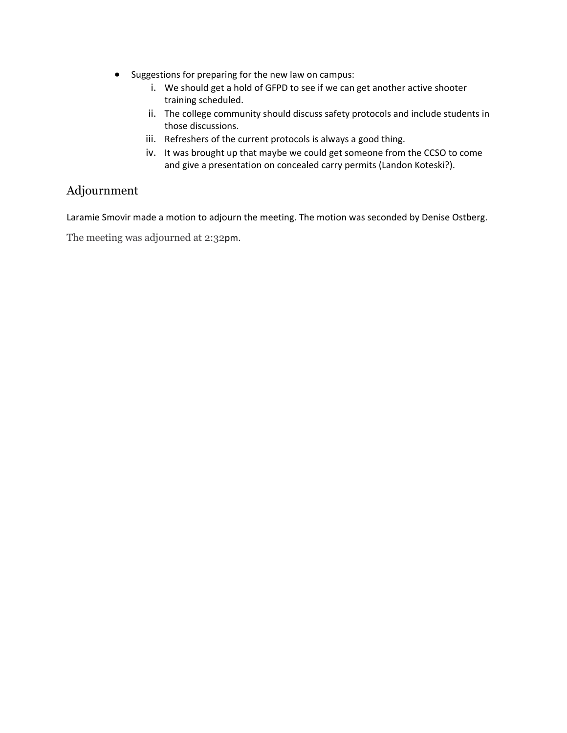- Suggestions for preparing for the new law on campus:
    i. We should get a hold of GFPD to see if we can get another active shooter training scheduled.
    ii. The college community should discuss safety protocols and include students in those discussions.
    iii. Refreshers of the current protocols is always a good thing.
    iv. It was brought up that maybe we could get someone from the CCSO to come and give a presentation on concealed carry permits (Landon Koteski?).

## Adjournment

Laramie Smovir made a motion to adjourn the meeting. The motion was seconded by Denise Ostberg.

The meeting was adjourned at 2:32pm.